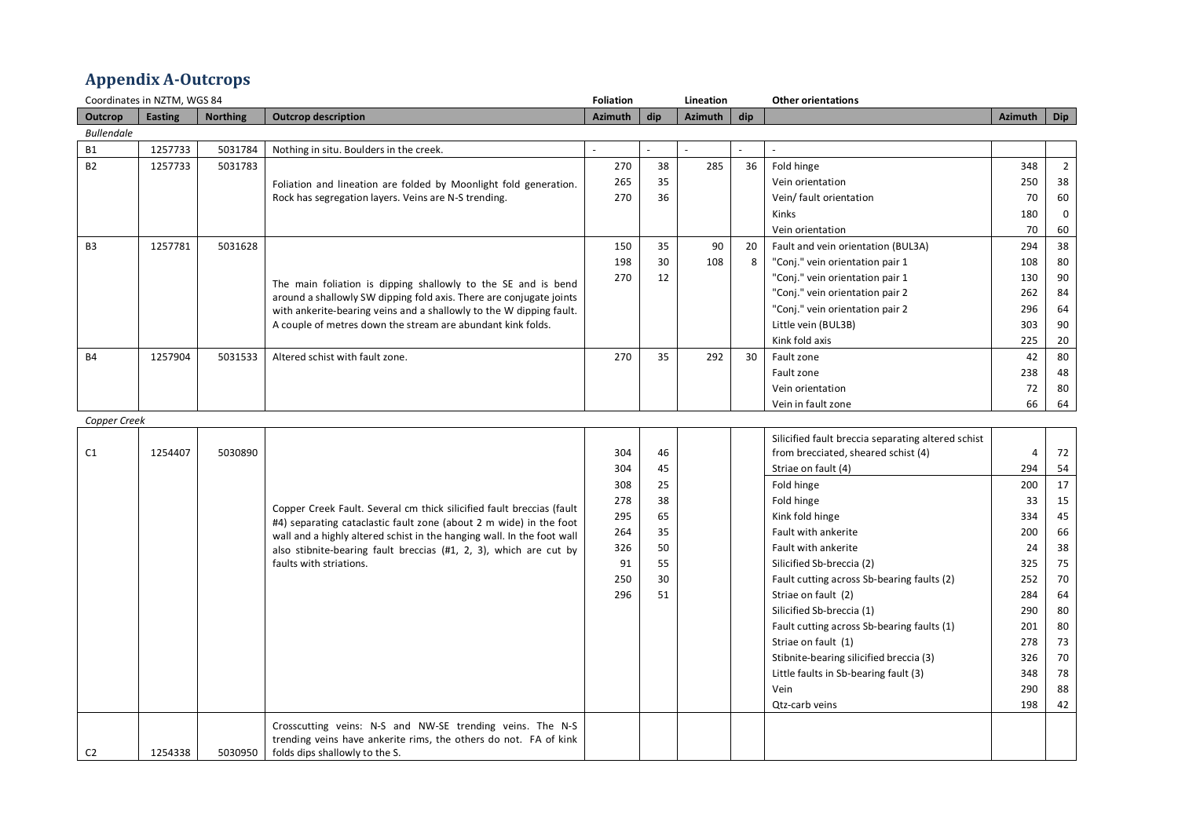## Appendix A-Outcrops

| Coordinates in NZTM, WGS 84 | | | | Foliation | | Lineation | | Other orientations | | |
|---|---|---|---|---|---|---|---|---|---|---|
| Outcrop | Easting | Northing | Outcrop description | Azimuth | dip | Azimuth | dip | | Azimuth | Dip |
| *Bullendale* | | | | | | | | | | |
| B1 | 1257733 | 5031784 | Nothing in situ. Boulders in the creek. | - | - | - | - | - | | |
| B2 | 1257733 | 5031783 | Foliation and lineation are folded by Moonlight fold generation. Rock has segregation layers. Veins are N-S trending. | 270 | 38 | 285 | 36 | Fold hinge | 348 | 2 |
| | | | | 265 | 35 | | | Vein orientation | 250 | 38 |
| | | | | 270 | 36 | | | Vein/ fault orientation | 70 | 60 |
| | | | | | | | | Kinks | 180 | 0 |
| | | | | | | | | Vein orientation | 70 | 60 |
| B3 | 1257781 | 5031628 | The main foliation is dipping shallowly to the SE and is bend around a shallowly SW dipping fold axis. There are conjugate joints with ankerite-bearing veins and a shallowly to the W dipping fault. A couple of metres down the stream are abundant kink folds. | 150 | 35 | 90 | 20 | Fault and vein orientation (BUL3A) | 294 | 38 |
| | | | | 198 | 30 | 108 | 8 | "Conj." vein orientation pair 1 | 108 | 80 |
| | | | | 270 | 12 | | | "Conj." vein orientation pair 1 | 130 | 90 |
| | | | | | | | | "Conj." vein orientation pair 2 | 262 | 84 |
| | | | | | | | | "Conj." vein orientation pair 2 | 296 | 64 |
| | | | | | | | | Little vein (BUL3B) | 303 | 90 |
| | | | | | | | | Kink fold axis | 225 | 20 |
| B4 | 1257904 | 5031533 | Altered schist with fault zone. | 270 | 35 | 292 | 30 | Fault zone | 42 | 80 |
| | | | | | | | | Fault zone | 238 | 48 |
| | | | | | | | | Vein orientation | 72 | 80 |
| | | | | | | | | Vein in fault zone | 66 | 64 |
| *Copper Creek* | | | | | | | | | | |
| C1 | 1254407 | 5030890 | Copper Creek Fault. Several cm thick silicified fault breccias (fault #4) separating cataclastic fault zone (about 2 m wide) in the foot wall and a highly altered schist in the hanging wall. In the foot wall also stibnite-bearing fault breccias (#1, 2, 3), which are cut by faults with striations. | 304 | 46 | | | Silicified fault breccia separating altered schist from brecciated, sheared schist (4) | 4 | 72 |
| | | | | 304 | 45 | | | Striae on fault (4) | 294 | 54 |
| | | | | 308 | 25 | | | Fold hinge | 200 | 17 |
| | | | | 278 | 38 | | | Fold hinge | 33 | 15 |
| | | | | 295 | 65 | | | Kink fold hinge | 334 | 45 |
| | | | | 264 | 35 | | | Fault with ankerite | 200 | 66 |
| | | | | 326 | 50 | | | Fault with ankerite | 24 | 38 |
| | | | | 91 | 55 | | | Silicified Sb-breccia (2) | 325 | 75 |
| | | | | 250 | 30 | | | Fault cutting across Sb-bearing faults (2) | 252 | 70 |
| | | | | 296 | 51 | | | Striae on fault (2) | 284 | 64 |
| | | | | | | | | Silicified Sb-breccia (1) | 290 | 80 |
| | | | | | | | | Fault cutting across Sb-bearing faults (1) | 201 | 80 |
| | | | | | | | | Striae on fault (1) | 278 | 73 |
| | | | | | | | | Stibnite-bearing silicified breccia (3) | 326 | 70 |
| | | | | | | | | Little faults in Sb-bearing fault (3) | 348 | 78 |
| | | | | | | | | Vein | 290 | 88 |
| | | | | | | | | Qtz-carb veins | 198 | 42 |
| C2 | 1254338 | 5030950 | Crosscutting veins: N-S and NW-SE trending veins. The N-S trending veins have ankerite rims, the others do not. FA of kink folds dips shallowly to the S. | | | | | | | |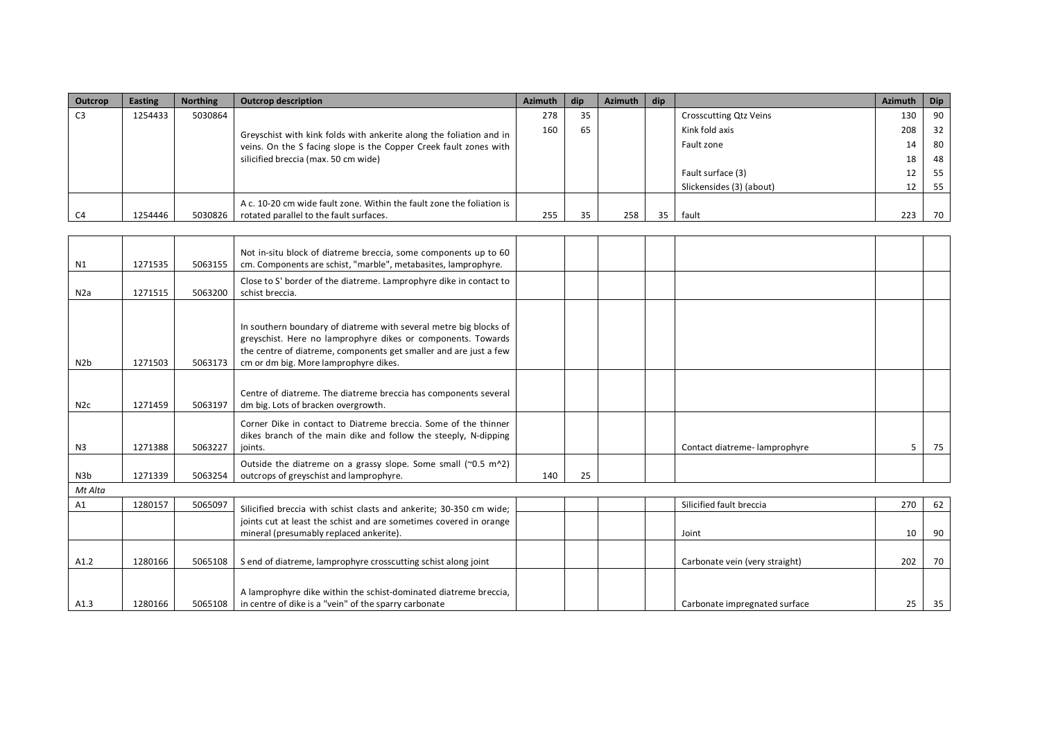| Outcrop | Easting | Northing | Outcrop description | Azimuth | dip | Azimuth | dip | | Azimuth | Dip |
|---|---|---|---|---|---|---|---|---|---|---|
| C3 | 1254433 | 5030864 | Greyschist with kink folds with ankerite along the foliation and in veins. On the S facing slope is the Copper Creek fault zones with silicified breccia (max. 50 cm wide) | 278 | 35 | | | Crosscutting Qtz Veins | 130 | 90 |
| | | | | 160 | 65 | | | Kink fold axis | 208 | 32 |
| | | | | | | | | Fault zone | 14 | 80 |
| | | | | | | | | | 18 | 48 |
| | | | | | | | | Fault surface (3) | 12 | 55 |
| | | | | | | | | Slickensides (3) (about) | 12 | 55 |
| C4 | 1254446 | 5030826 | A c. 10-20 cm wide fault zone. Within the fault zone the foliation is rotated parallel to the fault surfaces. | 255 | 35 | 258 | 35 | fault | 223 | 70 |
| | | | | | | | | | | |
| N1 | 1271535 | 5063155 | Not in-situ block of diatreme breccia, some components up to 60 cm. Components are schist, "marble", metabasites, lamprophyre. | | | | | | | |
| N2a | 1271515 | 5063200 | Close to S' border of the diatreme. Lamprophyre dike in contact to schist breccia. | | | | | | | |
| N2b | 1271503 | 5063173 | In southern boundary of diatreme with several metre big blocks of greyschist. Here no lamprophyre dikes or components. Towards the centre of diatreme, components get smaller and are just a few cm or dm big. More lamprophyre dikes. | | | | | | | |
| N2c | 1271459 | 5063197 | Centre of diatreme. The diatreme breccia has components several dm big. Lots of bracken overgrowth. | | | | | | | |
| N3 | 1271388 | 5063227 | Corner Dike in contact to Diatreme breccia. Some of the thinner dikes branch of the main dike and follow the steeply, N-dipping joints. | | | | | Contact diatreme- lamprophyre | 5 | 75 |
| N3b | 1271339 | 5063254 | Outside the diatreme on a grassy slope. Some small (~0.5 m^2) outcrops of greyschist and lamprophyre. | 140 | 25 | | | | | |
| *Mt Alta* | | | | | | | | | | |
| A1 | 1280157 | 5065097 | Silicified breccia with schist clasts and ankerite; 30-350 cm wide; joints cut at least the schist and are sometimes covered in orange mineral (presumably replaced ankerite). | | | | | Silicified fault breccia | 270 | 62 |
| | | | | | | | | Joint | 10 | 90 |
| A1.2 | 1280166 | 5065108 | S end of diatreme, lamprophyre crosscutting schist along joint | | | | | Carbonate vein (very straight) | 202 | 70 |
| A1.3 | 1280166 | 5065108 | A lamprophyre dike within the schist-dominated diatreme breccia, in centre of dike is a "vein" of the sparry carbonate | | | | | Carbonate impregnated surface | 25 | 35 |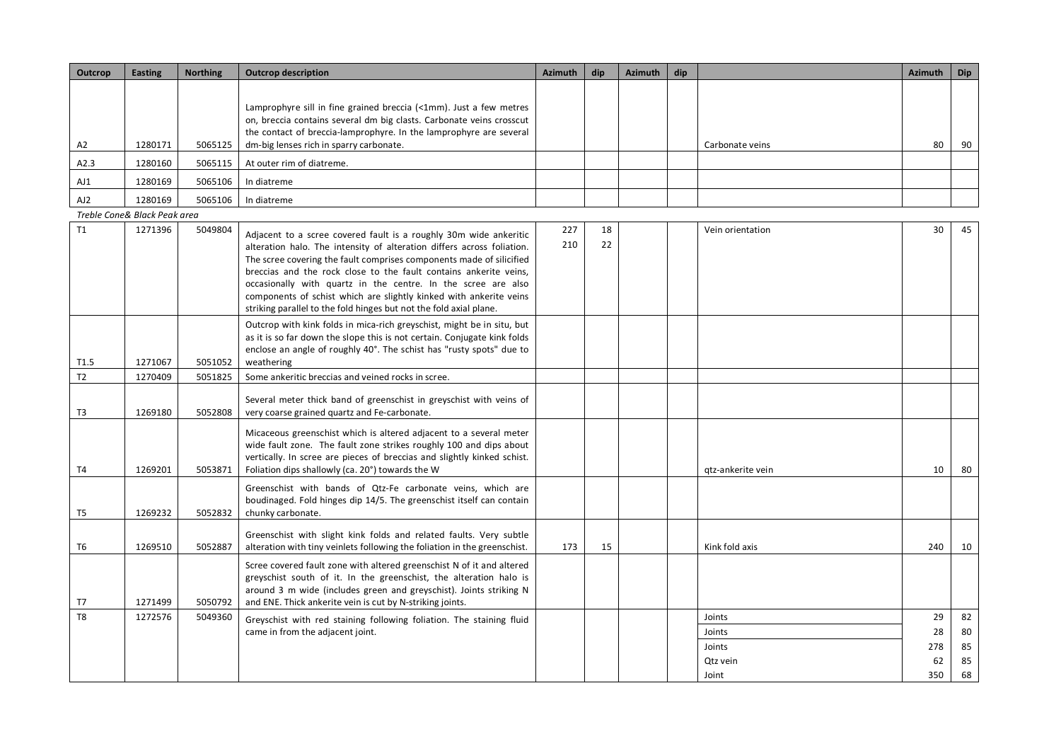| Outcrop | Easting | Northing | Outcrop description | Azimuth | dip | Azimuth | dip | | Azimuth | Dip |
|---|---|---|---|---|---|---|---|---|---|---|
| A2 | 1280171 | 5065125 | Lamprophyre sill in fine grained breccia (<1mm). Just a few metres on, breccia contains several dm big clasts. Carbonate veins crosscut the contact of breccia-lamprophyre. In the lamprophyre are several dm-big lenses rich in sparry carbonate. | | | | | Carbonate veins | 80 | 90 |
| A2.3 | 1280160 | 5065115 | At outer rim of diatreme. | | | | | | | |
| AJ1 | 1280169 | 5065106 | In diatreme | | | | | | | |
| AJ2 | 1280169 | 5065106 | In diatreme | | | | | | | |
| *Treble Cone& Black Peak area* | | | | | | | | | | |
| T1 | 1271396 | 5049804 | Adjacent to a scree covered fault is a roughly 30m wide ankeritic alteration halo. The intensity of alteration differs across foliation. The scree covering the fault comprises components made of silicified breccias and the rock close to the fault contains ankerite veins, occasionally with quartz in the centre. In the scree are also components of schist which are slightly kinked with ankerite veins striking parallel to the fold hinges but not the fold axial plane. | 227<br>210 | 18<br>22 | | | Vein orientation | 30 | 45 |
| T1.5 | 1271067 | 5051052 | Outcrop with kink folds in mica-rich greyschist, might be in situ, but as it is so far down the slope this is not certain. Conjugate kink folds enclose an angle of roughly 40°. The schist has "rusty spots" due to weathering | | | | | | | |
| T2 | 1270409 | 5051825 | Some ankeritic breccias and veined rocks in scree. | | | | | | | |
| T3 | 1269180 | 5052808 | Several meter thick band of greenschist in greyschist with veins of very coarse grained quartz and Fe-carbonate. | | | | | | | |
| T4 | 1269201 | 5053871 | Micaceous greenschist which is altered adjacent to a several meter wide fault zone. The fault zone strikes roughly 100 and dips about vertically. In scree are pieces of breccias and slightly kinked schist. Foliation dips shallowly (ca. 20°) towards the W | | | | | qtz-ankerite vein | 10 | 80 |
| T5 | 1269232 | 5052832 | Greenschist with bands of Qtz-Fe carbonate veins, which are boudinaged. Fold hinges dip 14/5. The greenschist itself can contain chunky carbonate. | | | | | | | |
| T6 | 1269510 | 5052887 | Greenschist with slight kink folds and related faults. Very subtle alteration with tiny veinlets following the foliation in the greenschist. | 173 | 15 | | | Kink fold axis | 240 | 10 |
| T7 | 1271499 | 5050792 | Scree covered fault zone with altered greenschist N of it and altered greyschist south of it. In the greenschist, the alteration halo is around 3 m wide (includes green and greyschist). Joints striking N and ENE. Thick ankerite vein is cut by N-striking joints. | | | | | | | |
| T8 | 1272576 | 5049360 | Greyschist with red staining following foliation. The staining fluid came in from the adjacent joint. | | | | | Joints<br>Joints<br>Joints<br>Qtz vein<br>Joint | 29<br>28<br>278<br>62<br>350 | 82<br>80<br>85<br>85<br>68 |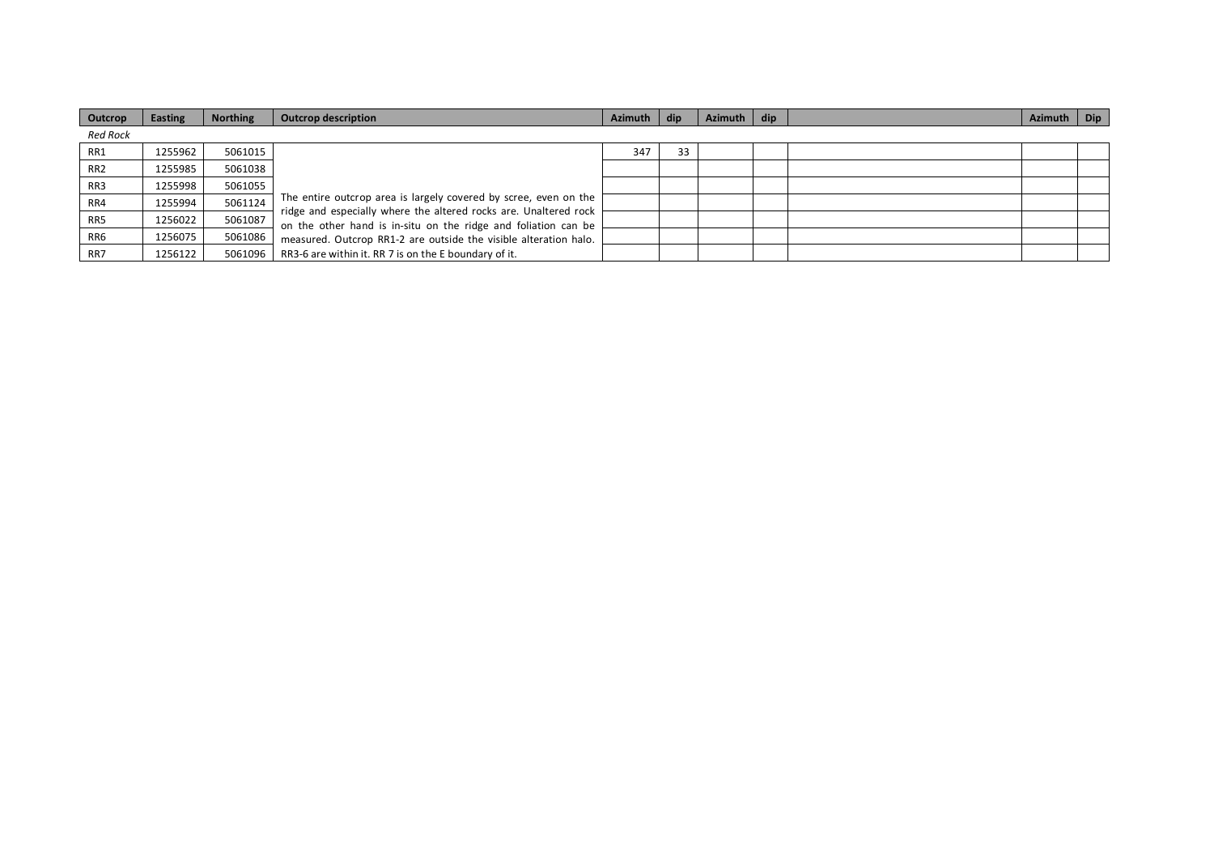| Outcrop | Easting | Northing | Outcrop description | Azimuth | dip | Azimuth | dip | | Azimuth | Dip |
|---|---|---|---|---|---|---|---|---|---|---|
| *Red Rock* | | | | | | | | | | |
| RR1 | 1255962 | 5061015 | The entire outcrop area is largely covered by scree, even on the ridge and especially where the altered rocks are. Unaltered rock on the other hand is in-situ on the ridge and foliation can be measured. Outcrop RR1-2 are outside the visible alteration halo. RR3-6 are within it. RR 7 is on the E boundary of it. | 347 | 33 | | | | | |
| RR2 | 1255985 | 5061038 | | | | | | | | |
| RR3 | 1255998 | 5061055 | | | | | | | | |
| RR4 | 1255994 | 5061124 | | | | | | | | |
| RR5 | 1256022 | 5061087 | | | | | | | | |
| RR6 | 1256075 | 5061086 | | | | | | | | |
| RR7 | 1256122 | 5061096 | | | | | | | | |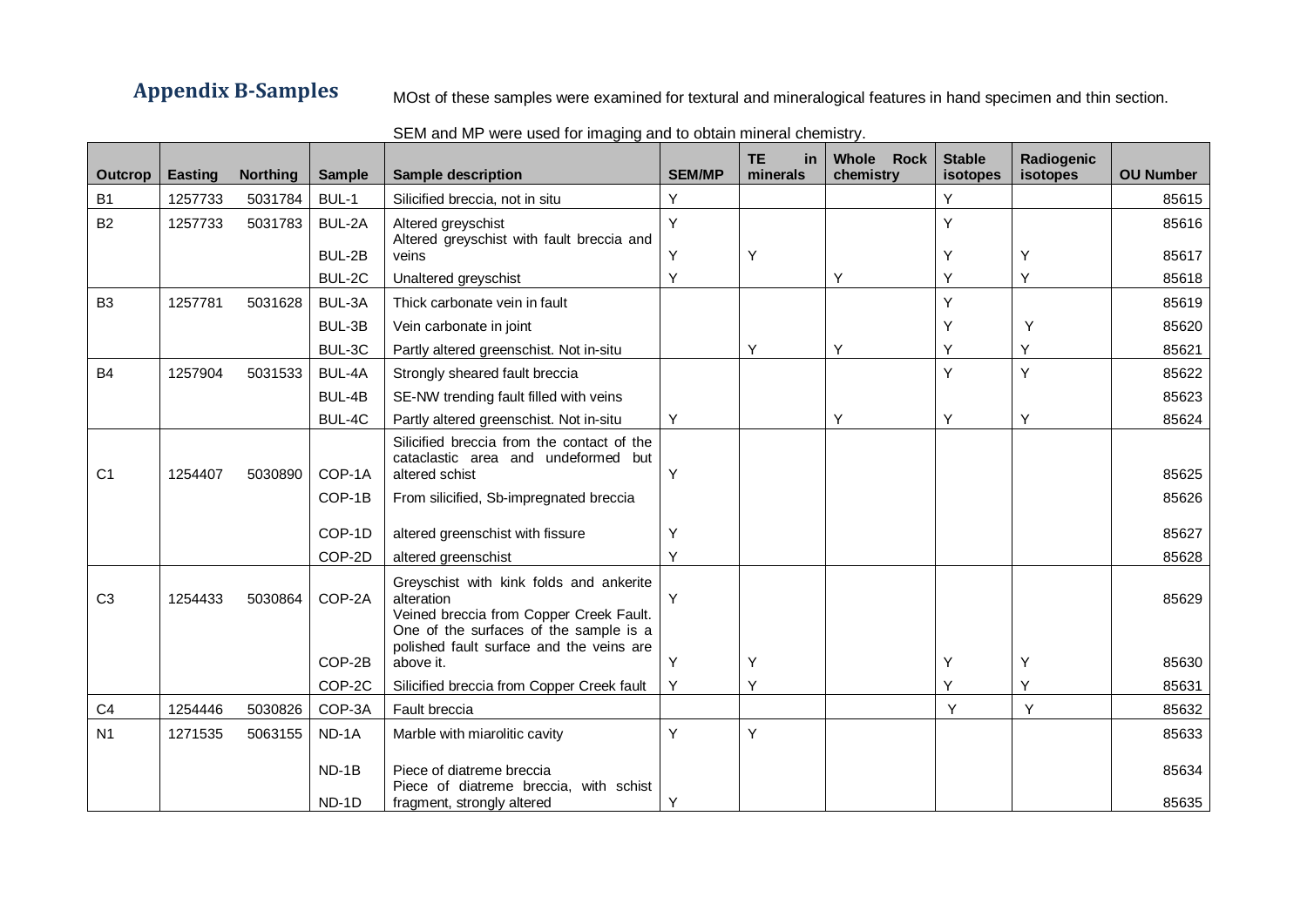## Appendix B-Samples

MOst of these samples were examined for textural and mineralogical features in hand specimen and thin section.

SEM and MP were used for imaging and to obtain mineral chemistry.

| Outcrop | Easting | Northing | Sample | Sample description | SEM/MP | TE in minerals | Whole Rock chemistry | Stable isotopes | Radiogenic isotopes | OU Number |
|---|---|---|---|---|---|---|---|---|---|---|
| B1 | 1257733 | 5031784 | BUL-1 | Silicified breccia, not in situ | Y | | | Y | | 85615 |
| B2 | 1257733 | 5031783 | BUL-2A | Altered greyschist | Y | | | Y | | 85616 |
| | | | BUL-2B | Altered greyschist with fault breccia and veins | Y | Y | | Y | Y | 85617 |
| | | | BUL-2C | Unaltered greyschist | Y | | Y | Y | Y | 85618 |
| B3 | 1257781 | 5031628 | BUL-3A | Thick carbonate vein in fault | | | | Y | | 85619 |
| | | | BUL-3B | Vein carbonate in joint | | | | Y | Y | 85620 |
| | | | BUL-3C | Partly altered greenschist. Not in-situ | | Y | Y | Y | Y | 85621 |
| B4 | 1257904 | 5031533 | BUL-4A | Strongly sheared fault breccia | | | | Y | Y | 85622 |
| | | | BUL-4B | SE-NW trending fault filled with veins | | | | | | 85623 |
| | | | BUL-4C | Partly altered greenschist. Not in-situ | Y | | Y | Y | Y | 85624 |
| C1 | 1254407 | 5030890 | COP-1A | Silicified breccia from the contact of the cataclastic area and undeformed but altered schist | Y | | | | | 85625 |
| | | | COP-1B | From silicified, Sb-impregnated breccia | | | | | | 85626 |
| | | | COP-1D | altered greenschist with fissure | Y | | | | | 85627 |
| | | | COP-2D | altered greenschist | Y | | | | | 85628 |
| C3 | 1254433 | 5030864 | COP-2A | Greyschist with kink folds and ankerite alteration | Y | | | | | 85629 |
| | | | COP-2B | Veined breccia from Copper Creek Fault. One of the surfaces of the sample is a polished fault surface and the veins are above it. | Y | Y | | Y | Y | 85630 |
| | | | COP-2C | Silicified breccia from Copper Creek fault | Y | Y | | Y | Y | 85631 |
| C4 | 1254446 | 5030826 | COP-3A | Fault breccia | | | | Y | Y | 85632 |
| N1 | 1271535 | 5063155 | ND-1A | Marble with miarolitic cavity | Y | Y | | | | 85633 |
| | | | ND-1B | Piece of diatreme breccia | | | | | | 85634 |
| | | | ND-1D | Piece of diatreme breccia, with schist fragment, strongly altered | Y | | | | | 85635 |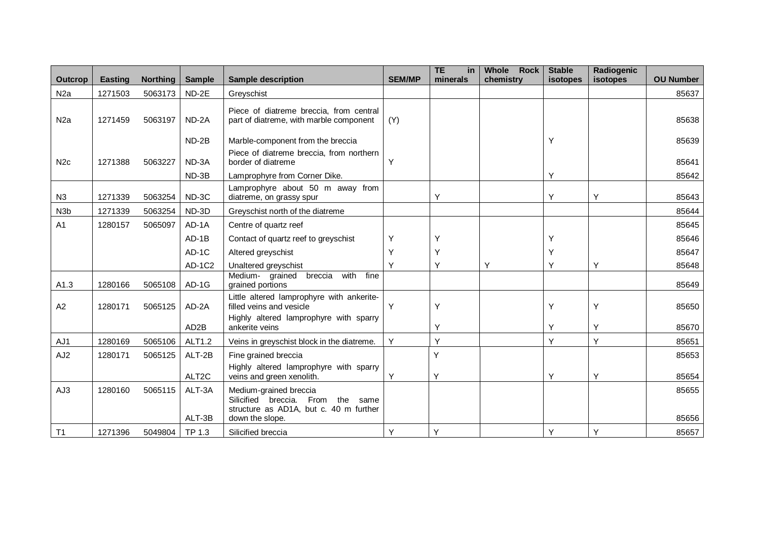| Outcrop | Easting | Northing | Sample | Sample description | SEM/MP | TE in minerals | Whole Rock chemistry | Stable isotopes | Radiogenic isotopes | OU Number |
|---|---|---|---|---|---|---|---|---|---|---|
| N2a | 1271503 | 5063173 | ND-2E | Greyschist | | | | | | 85637 |
| N2a | 1271459 | 5063197 | ND-2A | Piece of diatreme breccia, from central part of diatreme, with marble component | (Y) | | | | | 85638 |
| | | | ND-2B | Marble-component from the breccia | | | | Y | | 85639 |
| N2c | 1271388 | 5063227 | ND-3A | Piece of diatreme breccia, from northern border of diatreme | Y | | | | | 85641 |
| | | | ND-3B | Lamprophyre from Corner Dike. | | | | Y | | 85642 |
| N3 | 1271339 | 5063254 | ND-3C | Lamprophyre about 50 m away from diatreme, on grassy spur | | Y | | Y | Y | 85643 |
| N3b | 1271339 | 5063254 | ND-3D | Greyschist north of the diatreme | | | | | | 85644 |
| A1 | 1280157 | 5065097 | AD-1A | Centre of quartz reef | | | | | | 85645 |
| | | | AD-1B | Contact of quartz reef to greyschist | Y | Y | | Y | | 85646 |
| | | | AD-1C | Altered greyschist | Y | Y | | Y | | 85647 |
| | | | AD-1C2 | Unaltered greyschist | Y | Y | Y | Y | Y | 85648 |
| A1.3 | 1280166 | 5065108 | AD-1G | Medium- grained breccia with fine grained portions | | | | | | 85649 |
| A2 | 1280171 | 5065125 | AD-2A | Little altered lamprophyre with ankerite-filled veins and vesicle | Y | Y | | Y | Y | 85650 |
| | | | AD2B | Highly altered lamprophyre with sparry ankerite veins | | Y | | Y | Y | 85670 |
| AJ1 | 1280169 | 5065106 | ALT1.2 | Veins in greyschist block in the diatreme. | Y | Y | | Y | Y | 85651 |
| AJ2 | 1280171 | 5065125 | ALT-2B | Fine grained breccia | | Y | | | | 85653 |
| | | | ALT2C | Highly altered lamprophyre with sparry veins and green xenolith. | Y | Y | | Y | Y | 85654 |
| AJ3 | 1280160 | 5065115 | ALT-3A | Medium-grained breccia | | | | | | 85655 |
| | | | ALT-3B | Silicified breccia. From the same structure as AD1A, but c. 40 m further down the slope. | | | | | | 85656 |
| T1 | 1271396 | 5049804 | TP 1.3 | Silicified breccia | Y | Y | | Y | Y | 85657 |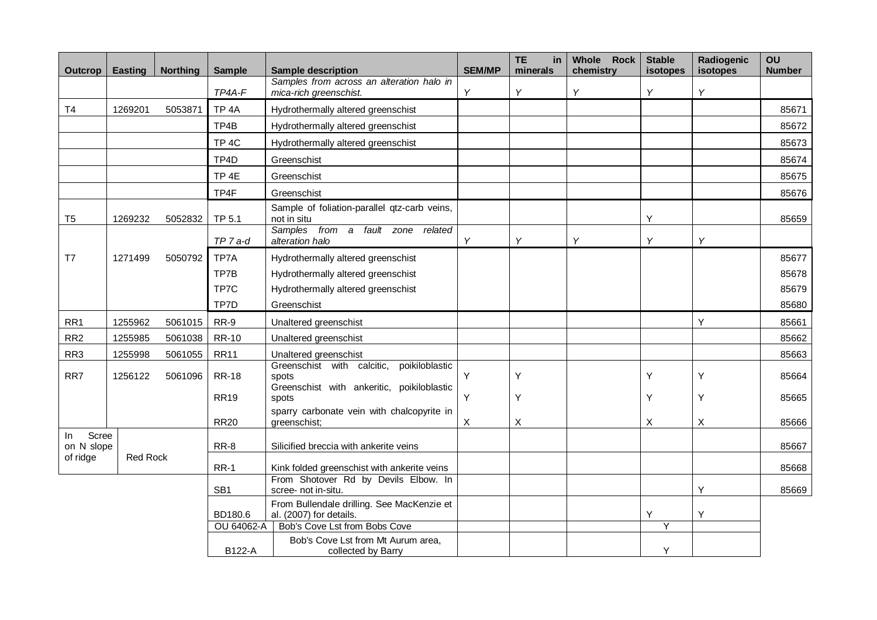| Outcrop | Easting | Northing | Sample | Sample description | SEM/MP | TE in minerals | Whole Rock chemistry | Stable isotopes | Radiogenic isotopes | OU Number |
|---|---|---|---|---|---|---|---|---|---|---|
| | | | *TP4A-F* | *Samples from across an alteration halo in mica-rich greenschist.* | *Y* | *Y* | *Y* | *Y* | *Y* | |
| T4 | 1269201 | 5053871 | TP 4A | Hydrothermally altered greenschist | | | | | | 85671 |
| | | | TP4B | Hydrothermally altered greenschist | | | | | | 85672 |
| | | | TP 4C | Hydrothermally altered greenschist | | | | | | 85673 |
| | | | TP4D | Greenschist | | | | | | 85674 |
| | | | TP 4E | Greenschist | | | | | | 85675 |
| | | | TP4F | Greenschist | | | | | | 85676 |
| T5 | 1269232 | 5052832 | TP 5.1 | Sample of foliation-parallel qtz-carb veins, not in situ | | | | Y | | 85659 |
| | | | *TP 7 a-d* | *Samples from a fault zone related alteration halo* | *Y* | *Y* | *Y* | *Y* | *Y* | |
| T7 | 1271499 | 5050792 | TP7A | Hydrothermally altered greenschist | | | | | | 85677 |
| | | | TP7B | Hydrothermally altered greenschist | | | | | | 85678 |
| | | | TP7C | Hydrothermally altered greenschist | | | | | | 85679 |
| | | | TP7D | Greenschist | | | | | | 85680 |
| RR1 | 1255962 | 5061015 | RR-9 | Unaltered greenschist | | | | | Y | 85661 |
| RR2 | 1255985 | 5061038 | RR-10 | Unaltered greenschist | | | | | | 85662 |
| RR3 | 1255998 | 5061055 | RR11 | Unaltered greenschist | | | | | | 85663 |
| RR7 | 1256122 | 5061096 | RR-18 | Greenschist with calcitic, poikiloblastic spots | Y | Y | | Y | Y | 85664 |
| | | | RR19 | Greenschist with ankeritic, poikiloblastic spots | Y | Y | | Y | Y | 85665 |
| | | | RR20 | sparry carbonate vein with chalcopyrite in greenschist; | X | X | | X | X | 85666 |
| In Scree on N slope of ridge | Red Rock | | RR-8 | Silicified breccia with ankerite veins | | | | | | 85667 |
| | | | RR-1 | Kink folded greenschist with ankerite veins | | | | | | 85668 |
| | | | SB1 | From Shotover Rd by Devils Elbow. In scree- not in-situ. | | | | | Y | 85669 |
| | | | BD180.6 | From Bullendale drilling. See MacKenzie et al. (2007) for details. | | | | Y | Y | |
| | | | OU 64062-A | Bob's Cove Lst from Bobs Cove | | | | Y | | |
| | | | B122-A | Bob's Cove Lst from Mt Aurum area, collected by Barry | | | | Y | | |